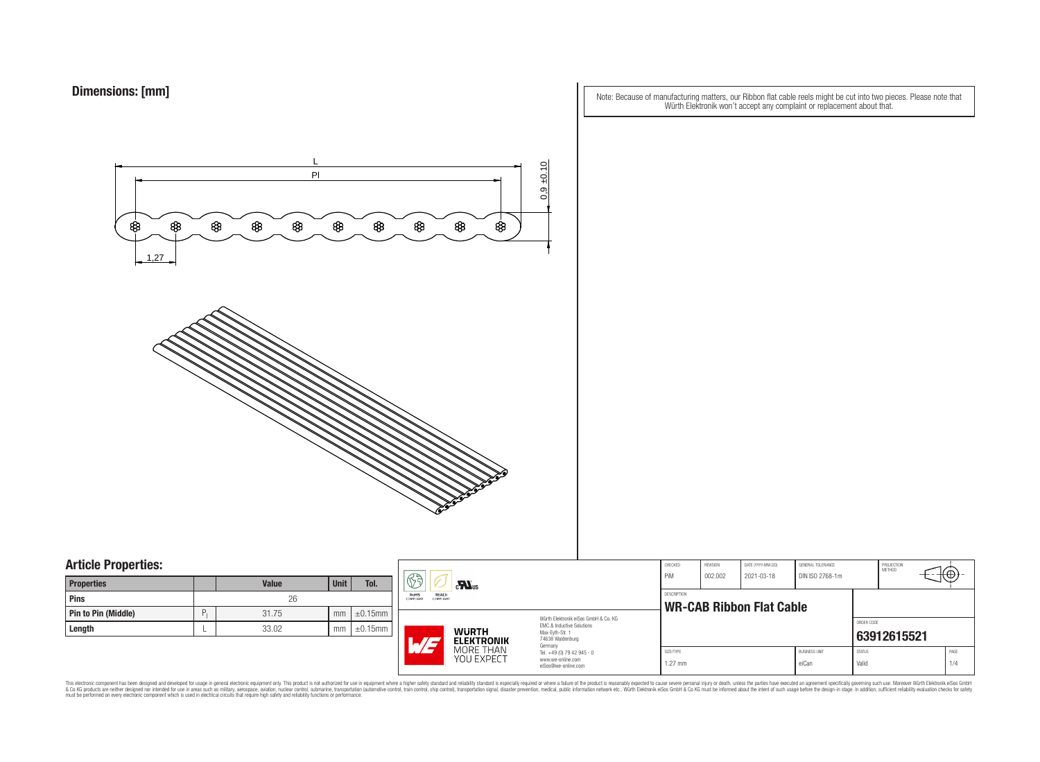## Dimensions: [mm]

Note: Because of manufacturing matters, our Ribbon flat cable reels might be cut into two pieces. Please note that Würth Elektronik won't accept any complaint or replacement about that.

L

Pl

0,9 ±0,10

1,27

## Article Properties:

| Properties | | Value | Unit | Tol. |
|---|---|---|---|---|
| Pins | | 26 | | |
| Pin to Pin (Middle) | $P_l$ | 31.75 | mm | ±0.15mm |
| Length | L | 33.02 | mm | ±0.15mm |

RoHS COMPLIANT | REACh COMPLIANT | c UL us

Würth Elektronik eiSos GmbH & Co. KG
EMC & Inductive Solutions
Max-Eyth-Str. 1
74638 Waldenburg
Germany
Tel. +49 (0) 79 42 945 - 0
www.we-online.com
eiSos@we-online.com

WÜRTH ELEKTRONIK MORE THAN YOU EXPECT

| CHECKED | REVISION | DATE (YYYY-MM-DD) | GENERAL TOLERANCE | PROJECTION METHOD |
|---|---|---|---|---|
| PiM | 002.002 | 2021-03-18 | DIN ISO 2768-1m | |

DESCRIPTION
**WR-CAB Ribbon Flat Cable**

ORDER CODE
**63912615521**

| SIZE/TYPE | BUSINESS UNIT | STATUS | PAGE |
|---|---|---|---|
| 1.27 mm | eiCan | Valid | 1/4 |

This electronic component has been designed and developed for usage in general electronic equipment only. This product is not authorized for use in equipment where a higher safety standard and reliability standard is especially required or where a failure of the product is reasonably expected to cause severe personal injury or death, unless the parties have executed an agreement specifically governing such use. Moreover Würth Elektronik eiSos GmbH & Co KG products are neither designed nor intended for use in areas such as military, aerospace, aviation, nuclear control, submarine, transportation (automotive control, train control, ship control), transportation signal, disaster prevention, medical, public information network etc.. Würth Elektronik eiSos GmbH & Co KG must be informed about the intent of such usage before the design-in stage. In addition, sufficient reliability evaluation checks for safety must be performed on every electronic component which is used in electrical circuits that require high safety and reliability functions or performance.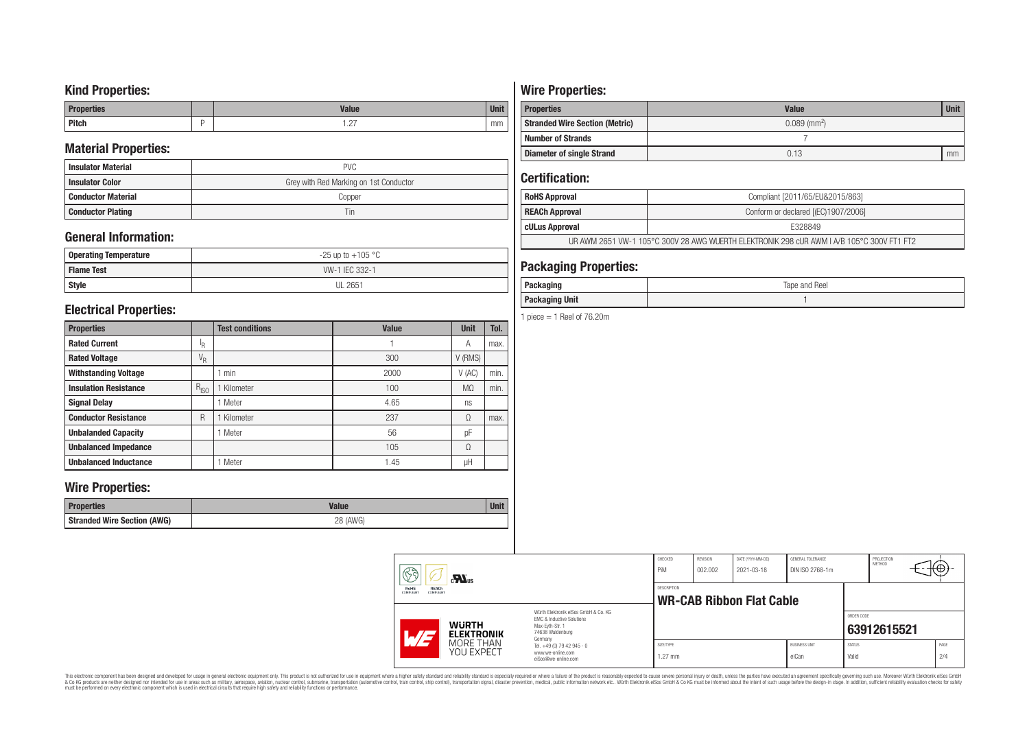## Kind Properties:

| Properties | | Value | Unit |
|---|---|---|---|
| Pitch | P | 1.27 | mm |

## Material Properties:

| | |
|---|---|
| Insulator Material | PVC |
| Insulator Color | Grey with Red Marking on 1st Conductor |
| Conductor Material | Copper |
| Conductor Plating | Tin |

## General Information:

| | |
|---|---|
| Operating Temperature | -25 up to +105 °C |
| Flame Test | VW-1 IEC 332-1 |
| Style | UL 2651 |

## Electrical Properties:

| Properties | | Test conditions | Value | Unit | Tol. |
|---|---|---|---|---|---|
| Rated Current | $I_R$ | | 1 | A | max. |
| Rated Voltage | $V_R$ | | 300 | V (RMS) | |
| Withstanding Voltage | | 1 min | 2000 | V (AC) | min. |
| Insulation Resistance | $R_{ISO}$ | 1 Kilometer | 100 | MΩ | min. |
| Signal Delay | | 1 Meter | 4.65 | ns | |
| Conductor Resistance | R | 1 Kilometer | 237 | Ω | max. |
| Unbalanded Capacity | | 1 Meter | 56 | pF | |
| Unbalanced Impedance | | | 105 | Ω | |
| Unbalanced Inductance | | 1 Meter | 1.45 | µH | |

## Wire Properties:

| Properties | Value | Unit |
|---|---|---|
| Stranded Wire Section (AWG) | 28 (AWG) | |

## Wire Properties:

| Properties | Value | Unit |
|---|---|---|
| Stranded Wire Section (Metric) | 0.089 ($mm^2$) | |
| Number of Strands | 7 | |
| Diameter of single Strand | 0.13 | mm |

## Certification:

| | |
|---|---|
| RoHS Approval | Compliant [2011/65/EU&2015/863] |
| REACh Approval | Conform or declared [(EC)1907/2006] |
| cULus Approval | E328849 |
| UR AWM 2651 VW-1 105°C 300V 28 AWG WUERTH ELEKTRONIK 298 cUR AWM I A/B 105°C 300V FT1 FT2 | |

## Packaging Properties:

| | |
|---|---|
| Packaging | Tape and Reel |
| Packaging Unit | 1 |

1 piece = 1 Reel of 76.20m

| CHECKED | REVISION | DATE (YYYY-MM-DD) | GENERAL TOLERANCE | PROJECTION METHOD |
|---|---|---|---|---|
| PiM | 002.002 | 2021-03-18 | DIN ISO 2768-1m | |

DESCRIPTION: **WR-CAB Ribbon Flat Cable**

ORDER CODE: **63912615521**

| SIZE/TYPE | BUSINESS UNIT | STATUS | PAGE |
|---|---|---|---|
| 1.27 mm | eiCan | Valid | 2/4 |

Würth Elektronik eiSos GmbH & Co. KG
EMC & Inductive Solutions
Max-Eyth-Str. 1
74638 Waldenburg
Germany
Tel. +49 (0) 79 42 945 - 0
www.we-online.com
eiSos@we-online.com

This electronic component has been designed and developed for usage in general electronic equipment only. This product is not authorized for use in equipment where a higher safety standard and reliability standard is especially required or where a failure of the product is reasonably expected to cause severe personal injury or death, unless the parties have executed an agreement specifically governing such use. Moreover Würth Elektronik eiSos GmbH & Co KG products are neither designed nor intended for use in areas such as military, aerospace, aviation, nuclear control, submarine, transportation (automotive control, train control, ship control), transportation signal, disaster prevention, medical, public information network etc.. Würth Elektronik eiSos GmbH & Co KG must be informed about the intent of such usage before the design-in stage. In addition, sufficient reliability evaluation checks for safety must be performed on every electronic component which is used in electrical circuits that require high safety and reliability functions or performance.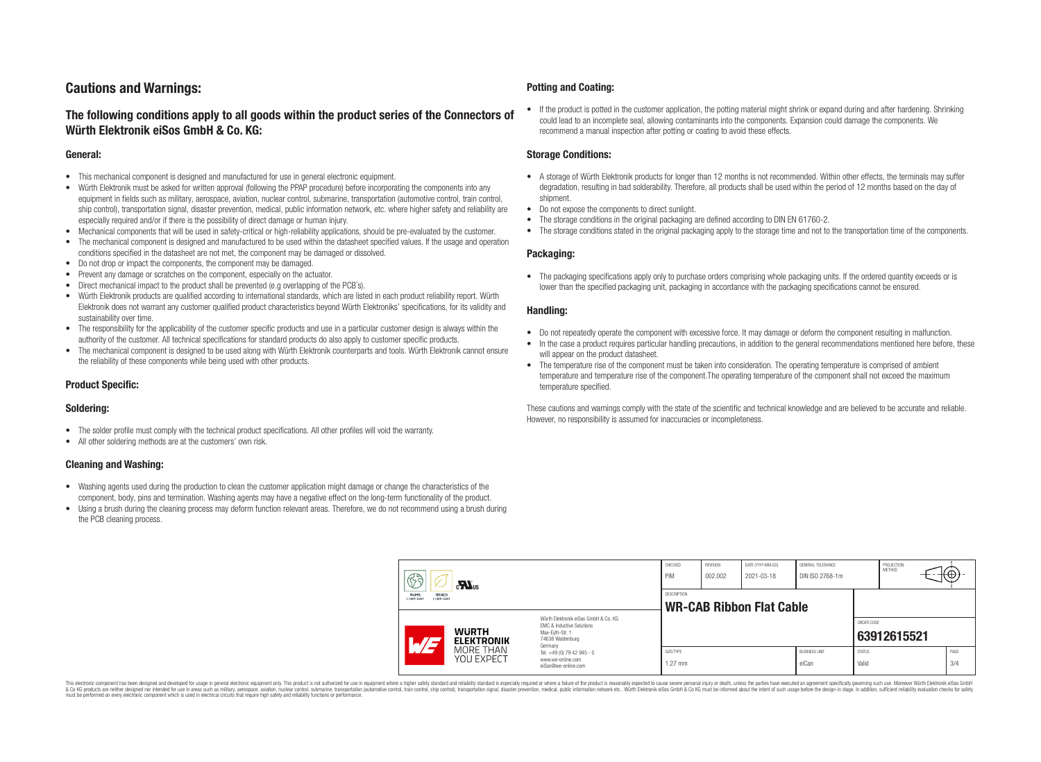# Cautions and Warnings:

## The following conditions apply to all goods within the product series of the Connectors of Würth Elektronik eiSos GmbH & Co. KG:

### General:

- This mechanical component is designed and manufactured for use in general electronic equipment.
- Würth Elektronik must be asked for written approval (following the PPAP procedure) before incorporating the components into any equipment in fields such as military, aerospace, aviation, nuclear control, submarine, transportation (automotive control, train control, ship control), transportation signal, disaster prevention, medical, public information network, etc. where higher safety and reliability are especially required and/or if there is the possibility of direct damage or human injury.
- Mechanical components that will be used in safety-critical or high-reliability applications, should be pre-evaluated by the customer.
- The mechanical component is designed and manufactured to be used within the datasheet specified values. If the usage and operation conditions specified in the datasheet are not met, the component may be damaged or dissolved.
- Do not drop or impact the components, the component may be damaged.
- Prevent any damage or scratches on the component, especially on the actuator.
- Direct mechanical impact to the product shall be prevented (e.g overlapping of the PCB´s).
- Würth Elektronik products are qualified according to international standards, which are listed in each product reliability report. Würth Elektronik does not warrant any customer qualified product characteristics beyond Würth Elektroniks' specifications, for its validity and sustainability over time.
- The responsibility for the applicability of the customer specific products and use in a particular customer design is always within the authority of the customer. All technical specifications for standard products do also apply to customer specific products.
- The mechanical component is designed to be used along with Würth Elektronik counterparts and tools. Würth Elektronik cannot ensure the reliability of these components while being used with other products.

### Product Specific:

### Soldering:

- The solder profile must comply with the technical product specifications. All other profiles will void the warranty.
- All other soldering methods are at the customers' own risk.

### Cleaning and Washing:

- Washing agents used during the production to clean the customer application might damage or change the characteristics of the component, body, pins and termination. Washing agents may have a negative effect on the long-term functionality of the product.
- Using a brush during the cleaning process may deform function relevant areas. Therefore, we do not recommend using a brush during the PCB cleaning process.

### Potting and Coating:

- If the product is potted in the customer application, the potting material might shrink or expand during and after hardening. Shrinking could lead to an incomplete seal, allowing contaminants into the components. Expansion could damage the components. We recommend a manual inspection after potting or coating to avoid these effects.

### Storage Conditions:

- A storage of Würth Elektronik products for longer than 12 months is not recommended. Within other effects, the terminals may suffer degradation, resulting in bad solderability. Therefore, all products shall be used within the period of 12 months based on the day of shipment.
- Do not expose the components to direct sunlight.
- The storage conditions in the original packaging are defined according to DIN EN 61760-2.
- The storage conditions stated in the original packaging apply to the storage time and not to the transportation time of the components.

### Packaging:

- The packaging specifications apply only to purchase orders comprising whole packaging units. If the ordered quantity exceeds or is lower than the specified packaging unit, packaging in accordance with the packaging specifications cannot be ensured.

### Handling:

- Do not repeatedly operate the component with excessive force. It may damage or deform the component resulting in malfunction.
- In the case a product requires particular handling precautions, in addition to the general recommendations mentioned here before, these will appear on the product datasheet.
- The temperature rise of the component must be taken into consideration. The operating temperature is comprised of ambient temperature and temperature rise of the component.The operating temperature of the component shall not exceed the maximum temperature specified.

These cautions and warnings comply with the state of the scientific and technical knowledge and are believed to be accurate and reliable. However, no responsibility is assumed for inaccuracies or incompleteness.

| CHECKED | REVISION | DATE (YYYY-MM-DD) | GENERAL TOLERANCE | PROJECTION METHOD |
|---|---|---|---|---|
| PiM | 002.002 | 2021-03-18 | DIN ISO 2768-1m | |

| DESCRIPTION | ORDER CODE |
|---|---|
| **WR-CAB Ribbon Flat Cable** | **63912615521** |

| SIZE/TYPE | BUSINESS UNIT | STATUS | PAGE |
|---|---|---|---|
| 1.27 mm | eiCan | Valid | 3/4 |

Würth Elektronik eiSos GmbH & Co. KG
EMC & Inductive Solutions
Max-Eyth-Str. 1
74638 Waldenburg
Germany
Tel. +49 (0) 79 42 945 - 0
www.we-online.com
eiSos@we-online.com

This electronic component has been designed and developed for usage in general electronic equipment only. This product is not authorized for use in equipment where a higher safety standard and reliability standard is especially required or where a failure of the product is reasonably expected to cause severe personal injury or death, unless the parties have executed an agreement specifically governing such usage. Moreover Würth Elektronik eiSos GmbH & Co KG products are neither designed nor intended for use in areas such as military, aerospace, aviation, nuclear control, submarine, transportation (automotive control, train control, ship control), transportation signal, disaster prevention, medical, public information network etc.. Würth Elektronik eiSos GmbH & Co KG must be informed about the intent of such usage before the design-in stage. In addition, sufficient reliability evaluation checks for safety must be performed on every electronic component which is used in electrical circuits that require high safety and reliability functions or performance.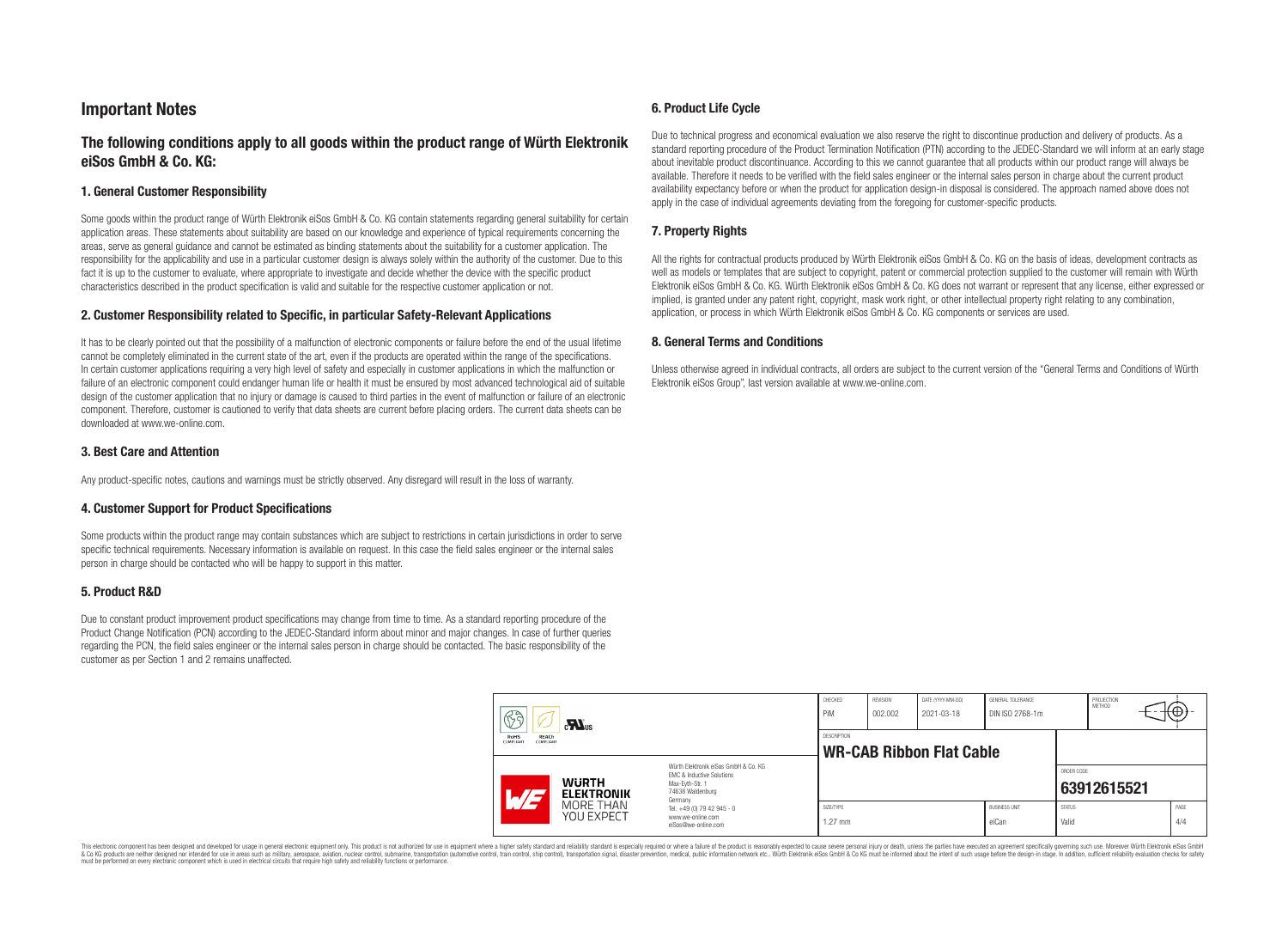# Important Notes

## The following conditions apply to all goods within the product range of Würth Elektronik eiSos GmbH & Co. KG:

### 1. General Customer Responsibility

Some goods within the product range of Würth Elektronik eiSos GmbH & Co. KG contain statements regarding general suitability for certain application areas. These statements about suitability are based on our knowledge and experience of typical requirements concerning the areas, serve as general guidance and cannot be estimated as binding statements about the suitability for a customer application. The responsibility for the applicability and use in a particular customer design is always solely within the authority of the customer. Due to this fact it is up to the customer to evaluate, where appropriate to investigate and decide whether the device with the specific product characteristics described in the product specification is valid and suitable for the respective customer application or not.

### 2. Customer Responsibility related to Specific, in particular Safety-Relevant Applications

It has to be clearly pointed out that the possibility of a malfunction of electronic components or failure before the end of the usual lifetime cannot be completely eliminated in the current state of the art, even if the products are operated within the range of the specifications. In certain customer applications requiring a very high level of safety and especially in customer applications in which the malfunction or failure of an electronic component could endanger human life or health it must be ensured by most advanced technological aid of suitable design of the customer application that no injury or damage is caused to third parties in the event of malfunction or failure of an electronic component. Therefore, customer is cautioned to verify that data sheets are current before placing orders. The current data sheets can be downloaded at www.we-online.com.

### 3. Best Care and Attention

Any product-specific notes, cautions and warnings must be strictly observed. Any disregard will result in the loss of warranty.

### 4. Customer Support for Product Specifications

Some products within the product range may contain substances which are subject to restrictions in certain jurisdictions in order to serve specific technical requirements. Necessary information is available on request. In this case the field sales engineer or the internal sales person in charge should be contacted who will be happy to support in this matter.

### 5. Product R&D

Due to constant product improvement product specifications may change from time to time. As a standard reporting procedure of the Product Change Notification (PCN) according to the JEDEC-Standard inform about minor and major changes. In case of further queries regarding the PCN, the field sales engineer or the internal sales person in charge should be contacted. The basic responsibility of the customer as per Section 1 and 2 remains unaffected.

### 6. Product Life Cycle

Due to technical progress and economical evaluation we also reserve the right to discontinue production and delivery of products. As a standard reporting procedure of the Product Termination Notification (PTN) according to the JEDEC-Standard we will inform at an early stage about inevitable product discontinuance. According to this we cannot guarantee that all products within our product range will always be available. Therefore it needs to be verified with the field sales engineer or the internal sales person in charge about the current product availability expectancy before or when the product for application design-in disposal is considered. The approach named above does not apply in the case of individual agreements deviating from the foregoing for customer-specific products.

### 7. Property Rights

All the rights for contractual products produced by Würth Elektronik eiSos GmbH & Co. KG on the basis of ideas, development contracts as well as models or templates that are subject to copyright, patent or commercial protection supplied to the customer will remain with Würth Elektronik eiSos GmbH & Co. KG. Würth Elektronik eiSos GmbH & Co. KG does not warrant or represent that any license, either expressed or implied, is granted under any patent right, copyright, mask work right, or other intellectual property right relating to any combination, application, or process in which Würth Elektronik eiSos GmbH & Co. KG components or services are used.

### 8. General Terms and Conditions

Unless otherwise agreed in individual contracts, all orders are subject to the current version of the "General Terms and Conditions of Würth Elektronik eiSos Group", last version available at www.we-online.com.

| | | | | | | |
|---|---|---|---|---|---|---|
| CHECKED PiM | REVISION 002.002 | DATE (YYYY-MM-DD) 2021-03-18 | GENERAL TOLERANCE DIN ISO 2768-1m | | PROJECTION METHOD | |
| DESCRIPTION **WR-CAB Ribbon Flat Cable** | | | | | | |
| | | | | ORDER CODE **63912615521** | | |
| SIZE/TYPE 1.27 mm | | | BUSINESS UNIT eiCan | STATUS Valid | | PAGE 4/4 |

Würth Elektronik eiSos GmbH & Co. KG
EMC & Inductive Solutions
Max-Eyth-Str. 1
74638 Waldenburg
Germany
Tel. +49 (0) 79 42 945 - 0
www.we-online.com
eiSos@we-online.com

This electronic component has been designed and developed for usage in general electronic equipment only. This product is not authorized for use in equipment where a higher safety standard and reliability standard is especially required or where a failure of the product is reasonably expected to cause severe personal injury or death, unless the parties have executed an agreement specifically governing such use. Moreover Würth Elektronik eiSos GmbH & Co KG products are neither designed nor intended for use in areas such as military, aerospace, aviation, nuclear control, submarine, transportation (automotive control, train control, ship control), transportation signal, disaster prevention, medical, public information network etc.. Würth Elektronik eiSos GmbH & Co KG must be informed about the intent of such usage before the design-in stage. In addition, sufficient reliability evaluation checks for safety must be performed on every electronic component which is used in electrical circuits that require high safety and reliability functions or performance.